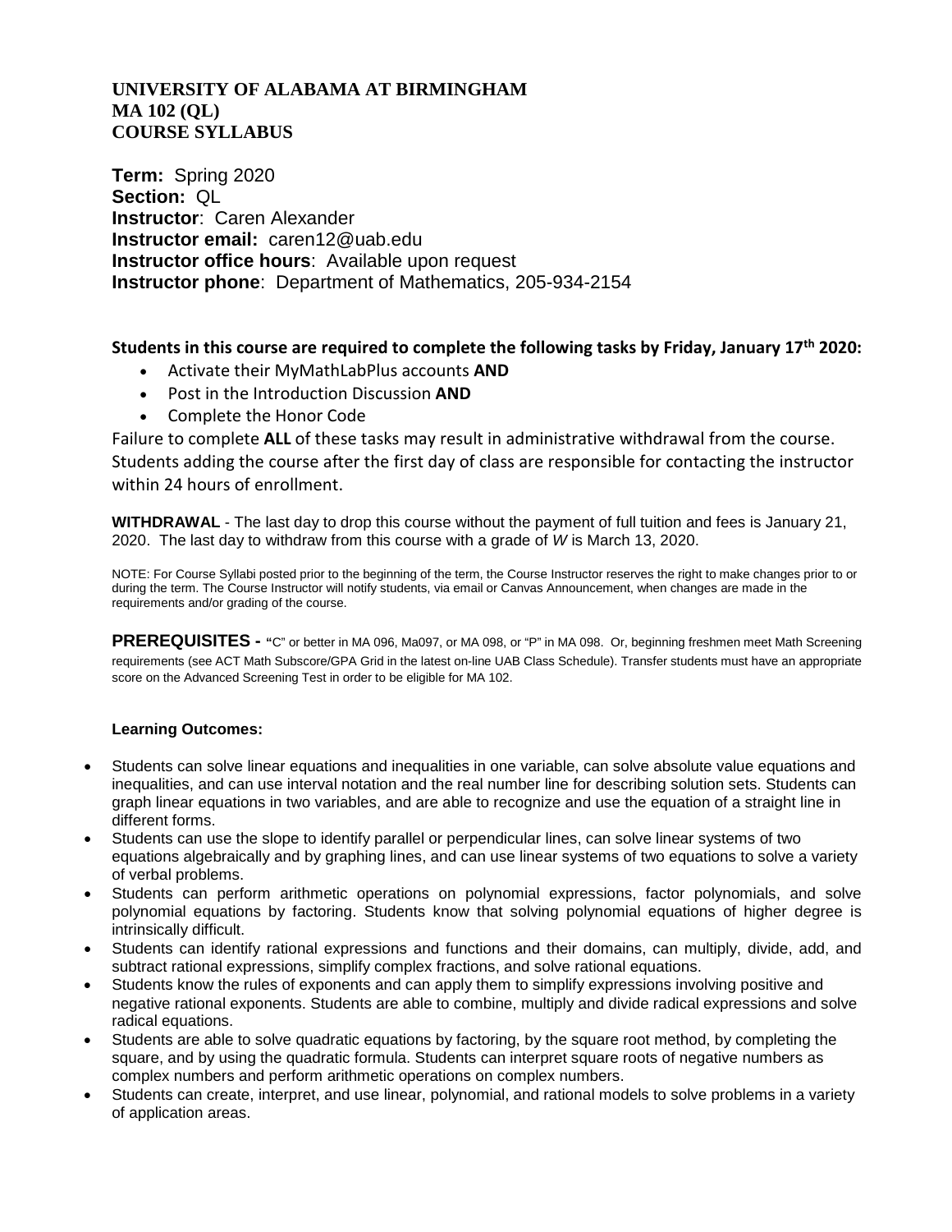**UNIVERSITY OF ALABAMA AT BIRMINGHAM**
**MA 102 (QL)**
**COURSE SYLLABUS**

**Term:** Spring 2020
**Section:** QL
**Instructor**: Caren Alexander
**Instructor email:** caren12@uab.edu
**Instructor office hours**: Available upon request
**Instructor phone**: Department of Mathematics, 205-934-2154

**Students in this course are required to complete the following tasks by Friday, January 17th 2020:**

- Activate their MyMathLabPlus accounts **AND**
- Post in the Introduction Discussion **AND**
- Complete the Honor Code

Failure to complete **ALL** of these tasks may result in administrative withdrawal from the course. Students adding the course after the first day of class are responsible for contacting the instructor within 24 hours of enrollment.

**WITHDRAWAL** - The last day to drop this course without the payment of full tuition and fees is January 21, 2020. The last day to withdraw from this course with a grade of *W* is March 13, 2020.

NOTE: For Course Syllabi posted prior to the beginning of the term, the Course Instructor reserves the right to make changes prior to or during the term. The Course Instructor will notify students, via email or Canvas Announcement, when changes are made in the requirements and/or grading of the course.

**PREREQUISITES -** "C" or better in MA 096, Ma097, or MA 098, or "P" in MA 098. Or, beginning freshmen meet Math Screening requirements (see ACT Math Subscore/GPA Grid in the latest on-line UAB Class Schedule). Transfer students must have an appropriate score on the Advanced Screening Test in order to be eligible for MA 102.

**Learning Outcomes:**

- Students can solve linear equations and inequalities in one variable, can solve absolute value equations and inequalities, and can use interval notation and the real number line for describing solution sets. Students can graph linear equations in two variables, and are able to recognize and use the equation of a straight line in different forms.
- Students can use the slope to identify parallel or perpendicular lines, can solve linear systems of two equations algebraically and by graphing lines, and can use linear systems of two equations to solve a variety of verbal problems.
- Students can perform arithmetic operations on polynomial expressions, factor polynomials, and solve polynomial equations by factoring. Students know that solving polynomial equations of higher degree is intrinsically difficult.
- Students can identify rational expressions and functions and their domains, can multiply, divide, add, and subtract rational expressions, simplify complex fractions, and solve rational equations.
- Students know the rules of exponents and can apply them to simplify expressions involving positive and negative rational exponents. Students are able to combine, multiply and divide radical expressions and solve radical equations.
- Students are able to solve quadratic equations by factoring, by the square root method, by completing the square, and by using the quadratic formula. Students can interpret square roots of negative numbers as complex numbers and perform arithmetic operations on complex numbers.
- Students can create, interpret, and use linear, polynomial, and rational models to solve problems in a variety of application areas.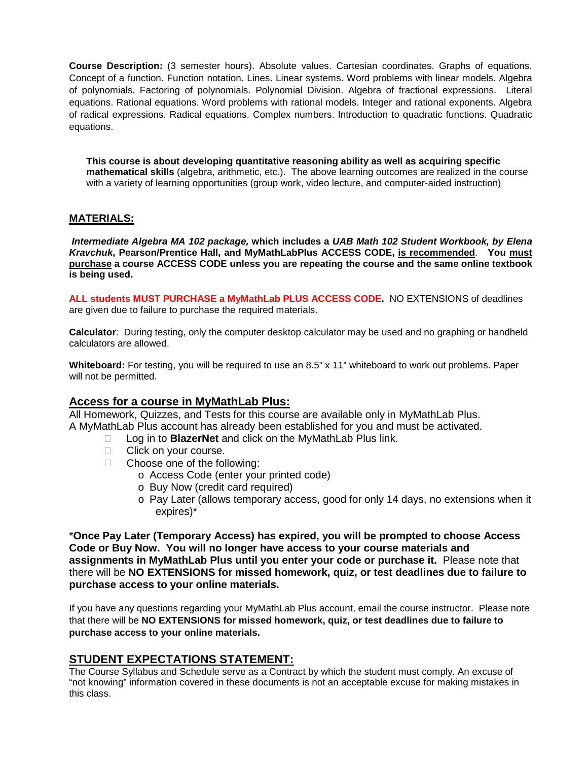**Course Description:** (3 semester hours). Absolute values. Cartesian coordinates. Graphs of equations. Concept of a function. Function notation. Lines. Linear systems. Word problems with linear models. Algebra of polynomials. Factoring of polynomials. Polynomial Division. Algebra of fractional expressions. Literal equations. Rational equations. Word problems with rational models. Integer and rational exponents. Algebra of radical expressions. Radical equations. Complex numbers. Introduction to quadratic functions. Quadratic equations.

> **This course is about developing quantitative reasoning ability as well as acquiring specific mathematical skills** (algebra, arithmetic, etc.). The above learning outcomes are realized in the course with a variety of learning opportunities (group work, video lecture, and computer-aided instruction)

## MATERIALS:

***Intermediate Algebra MA 102 package,*** **which includes a** ***UAB Math 102 Student Workbook, by Elena Kravchuk*****, Pearson/Prentice Hall, and MyMathLabPlus ACCESS CODE, <u>is recommended</u>. You <u>must purchase</u> a course ACCESS CODE unless you are repeating the course and the same online textbook is being used.**

**ALL students MUST PURCHASE a MyMathLab PLUS ACCESS CODE.** NO EXTENSIONS of deadlines are given due to failure to purchase the required materials.

**Calculator**: During testing, only the computer desktop calculator may be used and no graphing or handheld calculators are allowed.

**Whiteboard:** For testing, you will be required to use an 8.5" x 11" whiteboard to work out problems. Paper will not be permitted.

## Access for a course in MyMathLab Plus:

All Homework, Quizzes, and Tests for this course are available only in MyMathLab Plus.
A MyMathLab Plus account has already been established for you and must be activated.

- Log in to **BlazerNet** and click on the MyMathLab Plus link.
- Click on your course.
- Choose one of the following:
  - Access Code (enter your printed code)
  - Buy Now (credit card required)
  - Pay Later (allows temporary access, good for only 14 days, no extensions when it expires)*

***Once Pay Later (Temporary Access) has expired, you will be prompted to choose Access Code or Buy Now. You will no longer have access to your course materials and assignments in MyMathLab Plus until you enter your code or purchase it.** Please note that there will be **NO EXTENSIONS for missed homework, quiz, or test deadlines due to failure to purchase access to your online materials.**

If you have any questions regarding your MyMathLab Plus account, email the course instructor. Please note that there will be **NO EXTENSIONS for missed homework, quiz, or test deadlines due to failure to purchase access to your online materials.**

## STUDENT EXPECTATIONS STATEMENT:

The Course Syllabus and Schedule serve as a Contract by which the student must comply. An excuse of "not knowing" information covered in these documents is not an acceptable excuse for making mistakes in this class.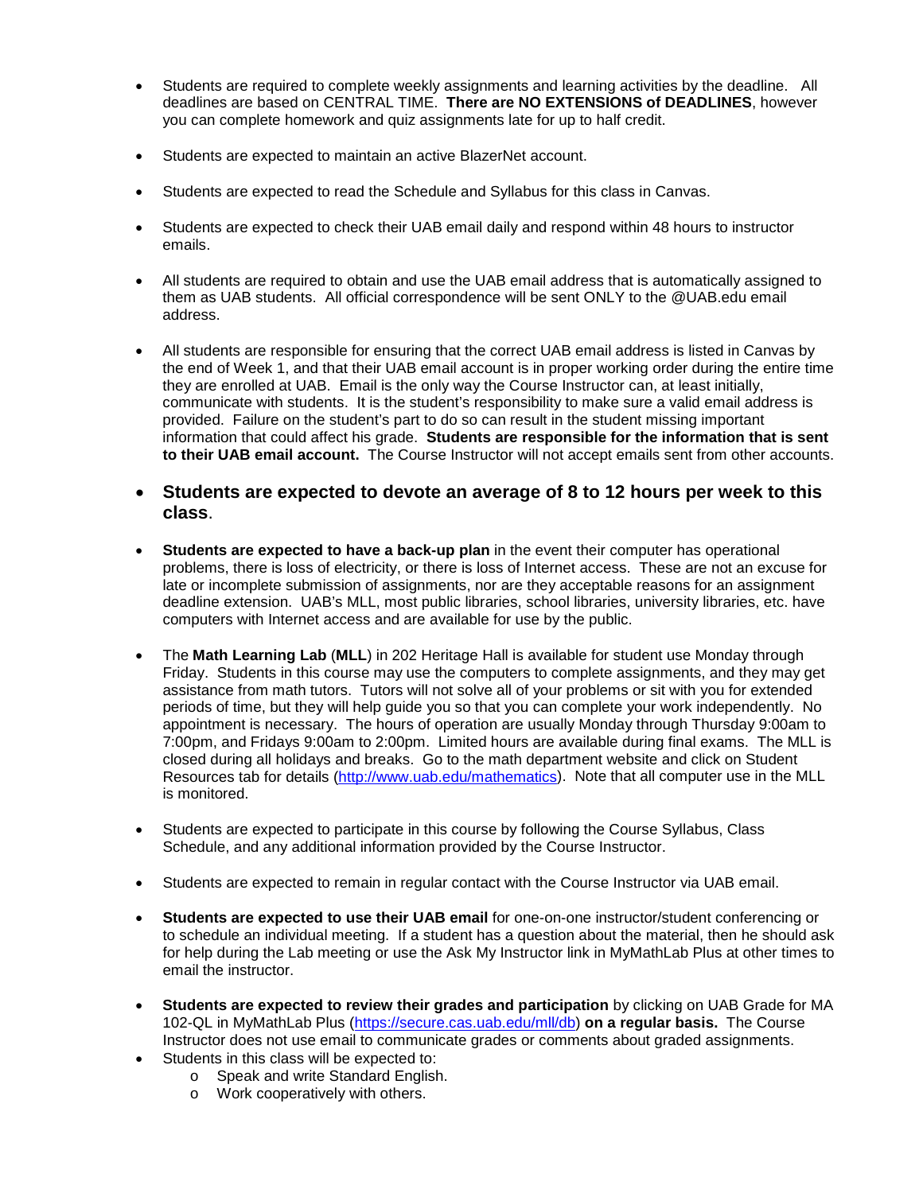- Students are required to complete weekly assignments and learning activities by the deadline. All deadlines are based on CENTRAL TIME. **There are NO EXTENSIONS of DEADLINES**, however you can complete homework and quiz assignments late for up to half credit.

- Students are expected to maintain an active BlazerNet account.

- Students are expected to read the Schedule and Syllabus for this class in Canvas.

- Students are expected to check their UAB email daily and respond within 48 hours to instructor emails.

- All students are required to obtain and use the UAB email address that is automatically assigned to them as UAB students. All official correspondence will be sent ONLY to the @UAB.edu email address.

- All students are responsible for ensuring that the correct UAB email address is listed in Canvas by the end of Week 1, and that their UAB email account is in proper working order during the entire time they are enrolled at UAB. Email is the only way the Course Instructor can, at least initially, communicate with students. It is the student's responsibility to make sure a valid email address is provided. Failure on the student's part to do so can result in the student missing important information that could affect his grade. **Students are responsible for the information that is sent to their UAB email account.** The Course Instructor will not accept emails sent from other accounts.

- **Students are expected to devote an average of 8 to 12 hours per week to this class**.

- **Students are expected to have a back-up plan** in the event their computer has operational problems, there is loss of electricity, or there is loss of Internet access. These are not an excuse for late or incomplete submission of assignments, nor are they acceptable reasons for an assignment deadline extension. UAB's MLL, most public libraries, school libraries, university libraries, etc. have computers with Internet access and are available for use by the public.

- The **Math Learning Lab** (**MLL**) in 202 Heritage Hall is available for student use Monday through Friday. Students in this course may use the computers to complete assignments, and they may get assistance from math tutors. Tutors will not solve all of your problems or sit with you for extended periods of time, but they will help guide you so that you can complete your work independently. No appointment is necessary. The hours of operation are usually Monday through Thursday 9:00am to 7:00pm, and Fridays 9:00am to 2:00pm. Limited hours are available during final exams. The MLL is closed during all holidays and breaks. Go to the math department website and click on Student Resources tab for details (http://www.uab.edu/mathematics). Note that all computer use in the MLL is monitored.

- Students are expected to participate in this course by following the Course Syllabus, Class Schedule, and any additional information provided by the Course Instructor.

- Students are expected to remain in regular contact with the Course Instructor via UAB email.

- **Students are expected to use their UAB email** for one-on-one instructor/student conferencing or to schedule an individual meeting. If a student has a question about the material, then he should ask for help during the Lab meeting or use the Ask My Instructor link in MyMathLab Plus at other times to email the instructor.

- **Students are expected to review their grades and participation** by clicking on UAB Grade for MA 102-QL in MyMathLab Plus (https://secure.cas.uab.edu/mll/db) **on a regular basis.** The Course Instructor does not use email to communicate grades or comments about graded assignments.
- Students in this class will be expected to:
  - Speak and write Standard English.
  - Work cooperatively with others.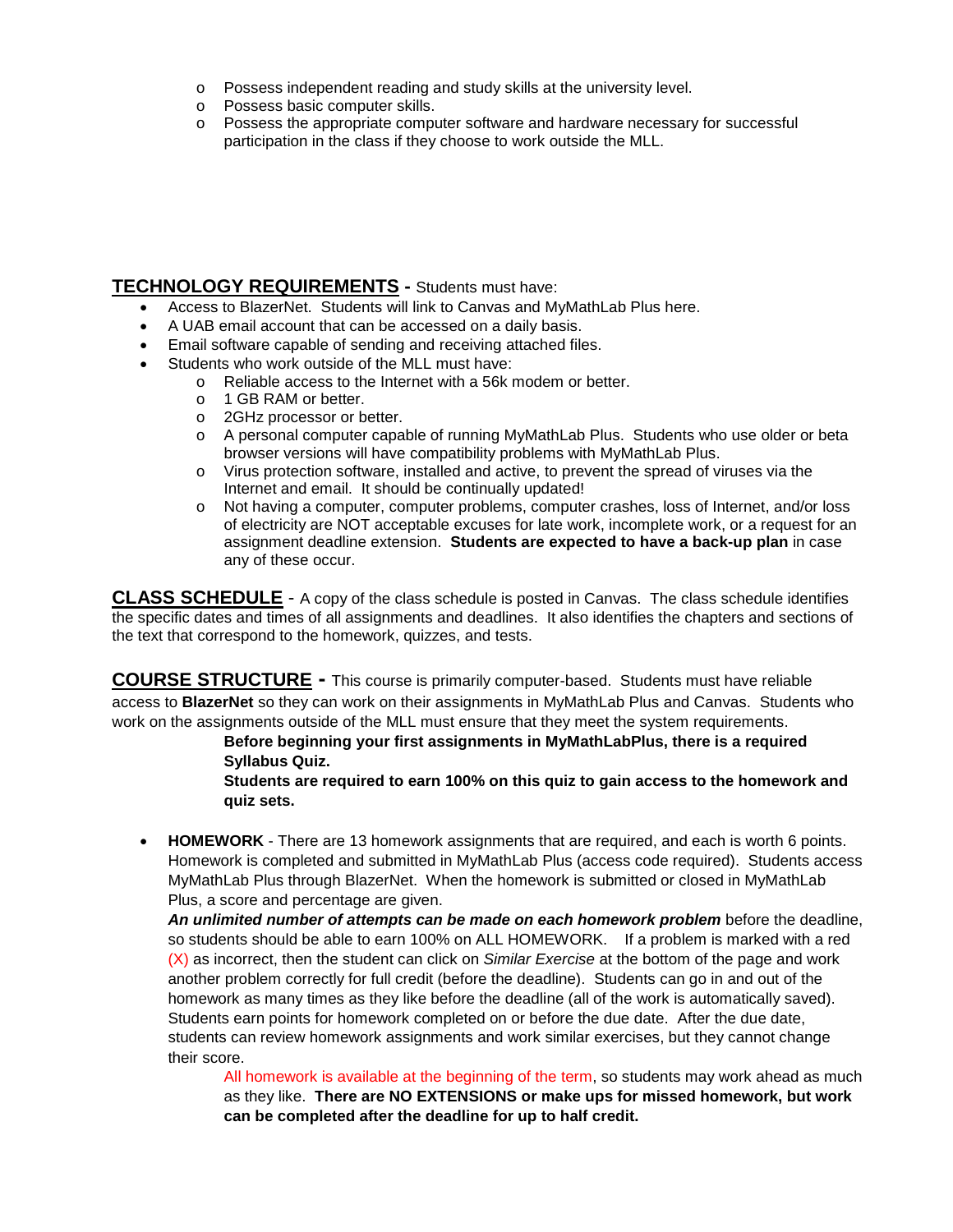- Possess independent reading and study skills at the university level.
- Possess basic computer skills.
- Possess the appropriate computer software and hardware necessary for successful participation in the class if they choose to work outside the MLL.

## TECHNOLOGY REQUIREMENTS - Students must have:

- Access to BlazerNet. Students will link to Canvas and MyMathLab Plus here.
- A UAB email account that can be accessed on a daily basis.
- Email software capable of sending and receiving attached files.
- Students who work outside of the MLL must have:
  - Reliable access to the Internet with a 56k modem or better.
  - 1 GB RAM or better.
  - 2GHz processor or better.
  - A personal computer capable of running MyMathLab Plus. Students who use older or beta browser versions will have compatibility problems with MyMathLab Plus.
  - Virus protection software, installed and active, to prevent the spread of viruses via the Internet and email. It should be continually updated!
  - Not having a computer, computer problems, computer crashes, loss of Internet, and/or loss of electricity are NOT acceptable excuses for late work, incomplete work, or a request for an assignment deadline extension. **Students are expected to have a back-up plan** in case any of these occur.

## CLASS SCHEDULE - A copy of the class schedule is posted in Canvas. The class schedule identifies the specific dates and times of all assignments and deadlines. It also identifies the chapters and sections of the text that correspond to the homework, quizzes, and tests.

## COURSE STRUCTURE - This course is primarily computer-based. Students must have reliable access to **BlazerNet** so they can work on their assignments in MyMathLab Plus and Canvas. Students who work on the assignments outside of the MLL must ensure that they meet the system requirements.

**Before beginning your first assignments in MyMathLabPlus, there is a required Syllabus Quiz.**

**Students are required to earn 100% on this quiz to gain access to the homework and quiz sets.**

- **HOMEWORK** - There are 13 homework assignments that are required, and each is worth 6 points. Homework is completed and submitted in MyMathLab Plus (access code required). Students access MyMathLab Plus through BlazerNet. When the homework is submitted or closed in MyMathLab Plus, a score and percentage are given.

  ***An unlimited number of attempts can be made on each homework problem*** before the deadline, so students should be able to earn 100% on ALL HOMEWORK. If a problem is marked with a red (X) as incorrect, then the student can click on *Similar Exercise* at the bottom of the page and work another problem correctly for full credit (before the deadline). Students can go in and out of the homework as many times as they like before the deadline (all of the work is automatically saved). Students earn points for homework completed on or before the due date. After the due date, students can review homework assignments and work similar exercises, but they cannot change their score.

  All homework is available at the beginning of the term, so students may work ahead as much as they like. **There are NO EXTENSIONS or make ups for missed homework, but work can be completed after the deadline for up to half credit.**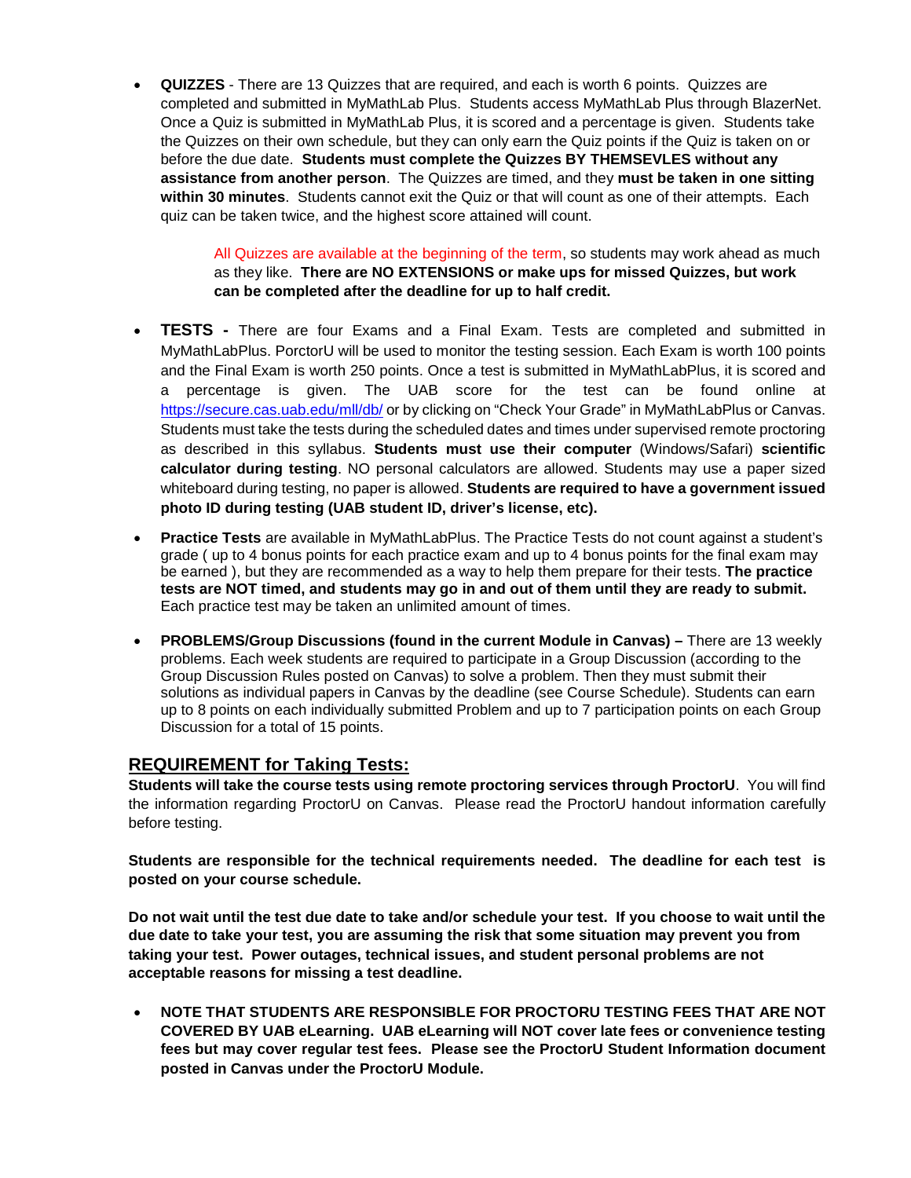- **QUIZZES** - There are 13 Quizzes that are required, and each is worth 6 points. Quizzes are completed and submitted in MyMathLab Plus. Students access MyMathLab Plus through BlazerNet. Once a Quiz is submitted in MyMathLab Plus, it is scored and a percentage is given. Students take the Quizzes on their own schedule, but they can only earn the Quiz points if the Quiz is taken on or before the due date. **Students must complete the Quizzes BY THEMSEVLES without any assistance from another person**. The Quizzes are timed, and they **must be taken in one sitting within 30 minutes**. Students cannot exit the Quiz or that will count as one of their attempts. Each quiz can be taken twice, and the highest score attained will count.

    All Quizzes are available at the beginning of the term, so students may work ahead as much as they like. **There are NO EXTENSIONS or make ups for missed Quizzes, but work can be completed after the deadline for up to half credit.**

- **TESTS -** There are four Exams and a Final Exam. Tests are completed and submitted in MyMathLabPlus. PorctorU will be used to monitor the testing session. Each Exam is worth 100 points and the Final Exam is worth 250 points. Once a test is submitted in MyMathLabPlus, it is scored and a percentage is given. The UAB score for the test can be found online at https://secure.cas.uab.edu/mll/db/ or by clicking on "Check Your Grade" in MyMathLabPlus or Canvas. Students must take the tests during the scheduled dates and times under supervised remote proctoring as described in this syllabus. **Students must use their computer** (Windows/Safari) **scientific calculator during testing**. NO personal calculators are allowed. Students may use a paper sized whiteboard during testing, no paper is allowed. **Students are required to have a government issued photo ID during testing (UAB student ID, driver's license, etc).**

- **Practice Tests** are available in MyMathLabPlus. The Practice Tests do not count against a student's grade ( up to 4 bonus points for each practice exam and up to 4 bonus points for the final exam may be earned ), but they are recommended as a way to help them prepare for their tests. **The practice tests are NOT timed, and students may go in and out of them until they are ready to submit.** Each practice test may be taken an unlimited amount of times.

- **PROBLEMS/Group Discussions (found in the current Module in Canvas) –** There are 13 weekly problems. Each week students are required to participate in a Group Discussion (according to the Group Discussion Rules posted on Canvas) to solve a problem. Then they must submit their solutions as individual papers in Canvas by the deadline (see Course Schedule). Students can earn up to 8 points on each individually submitted Problem and up to 7 participation points on each Group Discussion for a total of 15 points.

## REQUIREMENT for Taking Tests:

**Students will take the course tests using remote proctoring services through ProctorU**. You will find the information regarding ProctorU on Canvas. Please read the ProctorU handout information carefully before testing.

**Students are responsible for the technical requirements needed. The deadline for each test is posted on your course schedule.**

**Do not wait until the test due date to take and/or schedule your test. If you choose to wait until the due date to take your test, you are assuming the risk that some situation may prevent you from taking your test. Power outages, technical issues, and student personal problems are not acceptable reasons for missing a test deadline.**

- **NOTE THAT STUDENTS ARE RESPONSIBLE FOR PROCTORU TESTING FEES THAT ARE NOT COVERED BY UAB eLearning. UAB eLearning will NOT cover late fees or convenience testing fees but may cover regular test fees. Please see the ProctorU Student Information document posted in Canvas under the ProctorU Module.**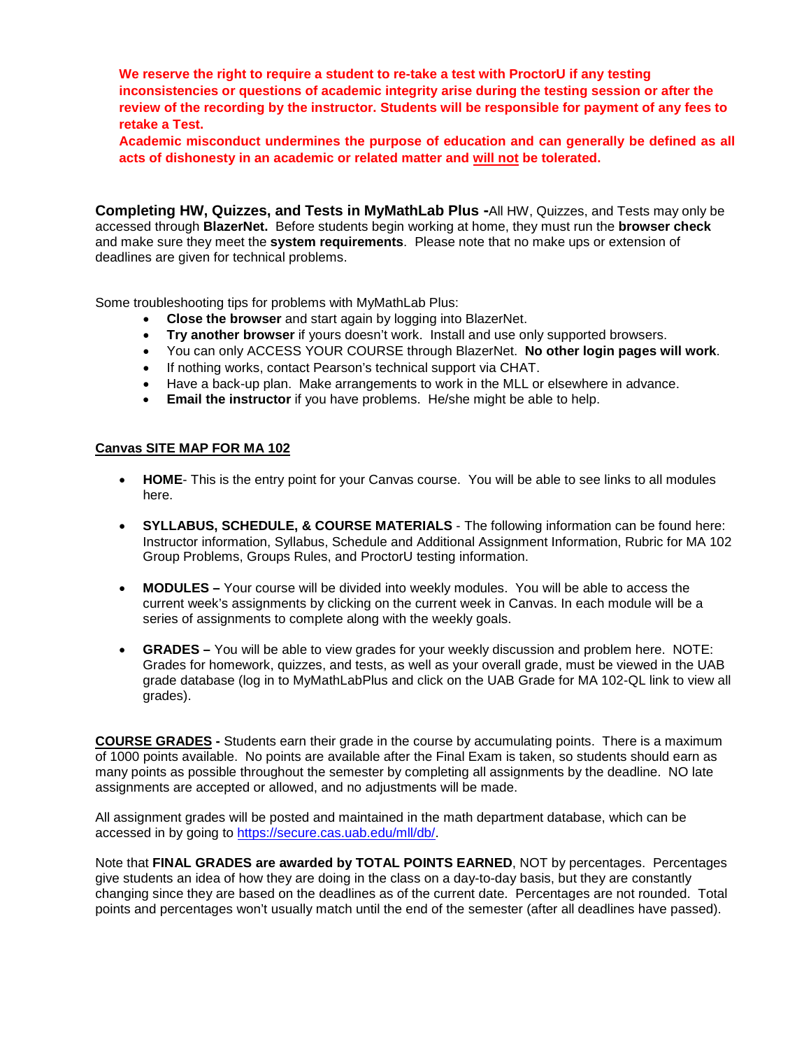**We reserve the right to require a student to re-take a test with ProctorU if any testing inconsistencies or questions of academic integrity arise during the testing session or after the review of the recording by the instructor. Students will be responsible for payment of any fees to retake a Test.**

**Academic misconduct undermines the purpose of education and can generally be defined as all acts of dishonesty in an academic or related matter and <u>will not</u> be tolerated.**

**Completing HW, Quizzes, and Tests in MyMathLab Plus -** All HW, Quizzes, and Tests may only be accessed through **BlazerNet.** Before students begin working at home, they must run the **browser check** and make sure they meet the **system requirements**. Please note that no make ups or extension of deadlines are given for technical problems.

Some troubleshooting tips for problems with MyMathLab Plus:

- **Close the browser** and start again by logging into BlazerNet.
- **Try another browser** if yours doesn't work. Install and use only supported browsers.
- You can only ACCESS YOUR COURSE through BlazerNet. **No other login pages will work**.
- If nothing works, contact Pearson's technical support via CHAT.
- Have a back-up plan. Make arrangements to work in the MLL or elsewhere in advance.
- **Email the instructor** if you have problems. He/she might be able to help.

<u>**Canvas SITE MAP FOR MA 102**</u>

- **HOME**- This is the entry point for your Canvas course. You will be able to see links to all modules here.
- **SYLLABUS, SCHEDULE, & COURSE MATERIALS** - The following information can be found here: Instructor information, Syllabus, Schedule and Additional Assignment Information, Rubric for MA 102 Group Problems, Groups Rules, and ProctorU testing information.
- **MODULES –** Your course will be divided into weekly modules. You will be able to access the current week's assignments by clicking on the current week in Canvas. In each module will be a series of assignments to complete along with the weekly goals.
- **GRADES –** You will be able to view grades for your weekly discussion and problem here. NOTE: Grades for homework, quizzes, and tests, as well as your overall grade, must be viewed in the UAB grade database (log in to MyMathLabPlus and click on the UAB Grade for MA 102-QL link to view all grades).

<u>**COURSE GRADES**</u> **-** Students earn their grade in the course by accumulating points. There is a maximum of 1000 points available. No points are available after the Final Exam is taken, so students should earn as many points as possible throughout the semester by completing all assignments by the deadline. NO late assignments are accepted or allowed, and no adjustments will be made.

All assignment grades will be posted and maintained in the math department database, which can be accessed in by going to https://secure.cas.uab.edu/mll/db/.

Note that **FINAL GRADES are awarded by TOTAL POINTS EARNED**, NOT by percentages. Percentages give students an idea of how they are doing in the class on a day-to-day basis, but they are constantly changing since they are based on the deadlines as of the current date. Percentages are not rounded. Total points and percentages won't usually match until the end of the semester (after all deadlines have passed).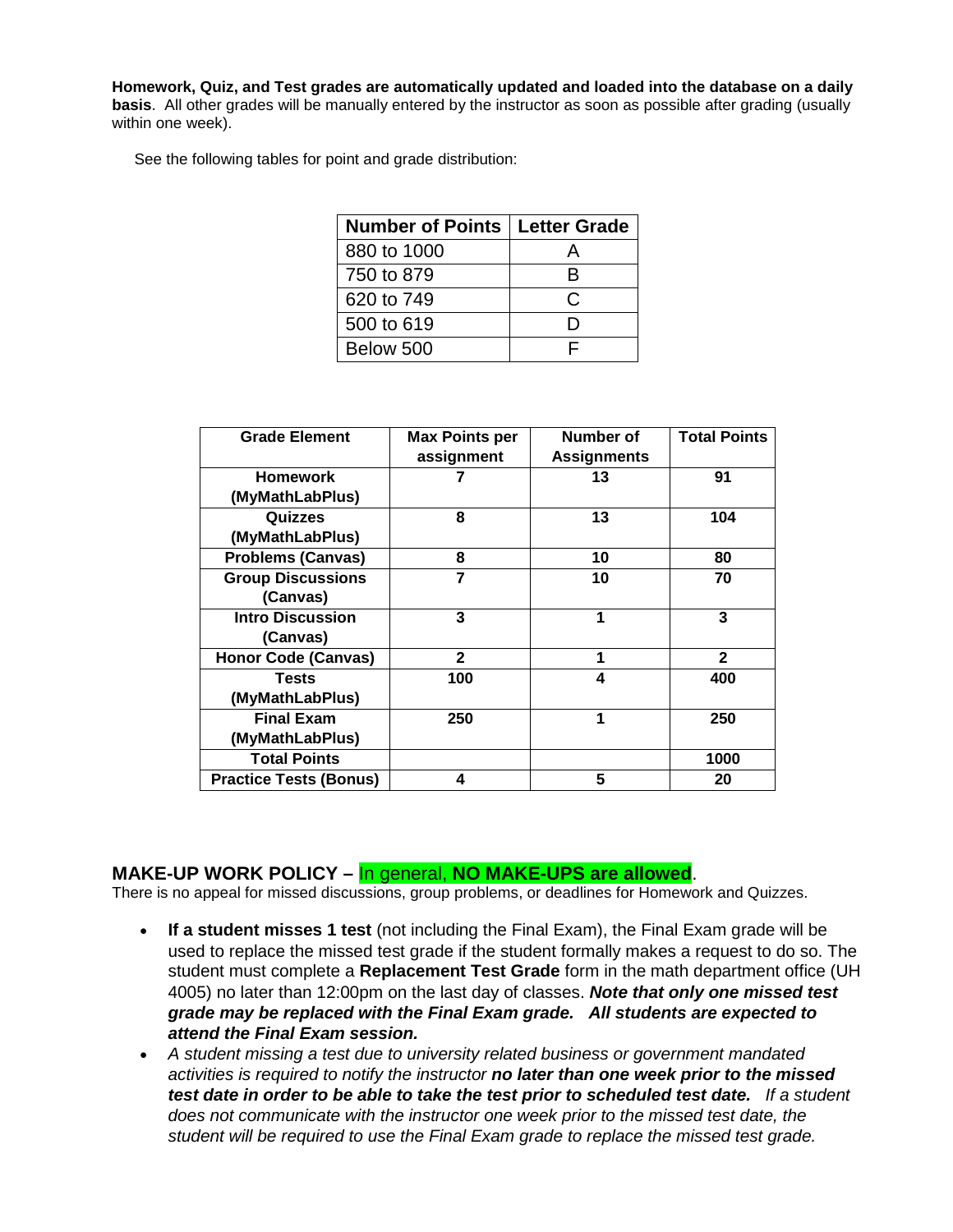**Homework, Quiz, and Test grades are automatically updated and loaded into the database on a daily basis**. All other grades will be manually entered by the instructor as soon as possible after grading (usually within one week).

See the following tables for point and grade distribution:

| Number of Points | Letter Grade |
|---|---|
| 880 to 1000 | A |
| 750 to 879 | B |
| 620 to 749 | C |
| 500 to 619 | D |
| Below 500 | F |

| Grade Element | Max Points per assignment | Number of Assignments | Total Points |
|---|---|---|---|
| **Homework (MyMathLabPlus)** | **7** | **13** | **91** |
| **Quizzes (MyMathLabPlus)** | **8** | **13** | **104** |
| **Problems (Canvas)** | **8** | **10** | **80** |
| **Group Discussions (Canvas)** | **7** | **10** | **70** |
| **Intro Discussion (Canvas)** | **3** | **1** | **3** |
| **Honor Code (Canvas)** | **2** | **1** | **2** |
| **Tests (MyMathLabPlus)** | **100** | **4** | **400** |
| **Final Exam (MyMathLabPlus)** | **250** | **1** | **250** |
| **Total Points** | | | **1000** |
| **Practice Tests (Bonus)** | **4** | **5** | **20** |

## MAKE-UP WORK POLICY – In general, **NO MAKE-UPS are allowed**.

There is no appeal for missed discussions, group problems, or deadlines for Homework and Quizzes.

- **If a student misses 1 test** (not including the Final Exam), the Final Exam grade will be used to replace the missed test grade if the student formally makes a request to do so. The student must complete a **Replacement Test Grade** form in the math department office (UH 4005) no later than 12:00pm on the last day of classes. ***Note that only one missed test grade may be replaced with the Final Exam grade. All students are expected to attend the Final Exam session.***
- *A student missing a test due to university related business or government mandated activities is required to notify the instructor **no later than one week prior to the missed test date in order to be able to take the test prior to scheduled test date.** If a student does not communicate with the instructor one week prior to the missed test date, the student will be required to use the Final Exam grade to replace the missed test grade.*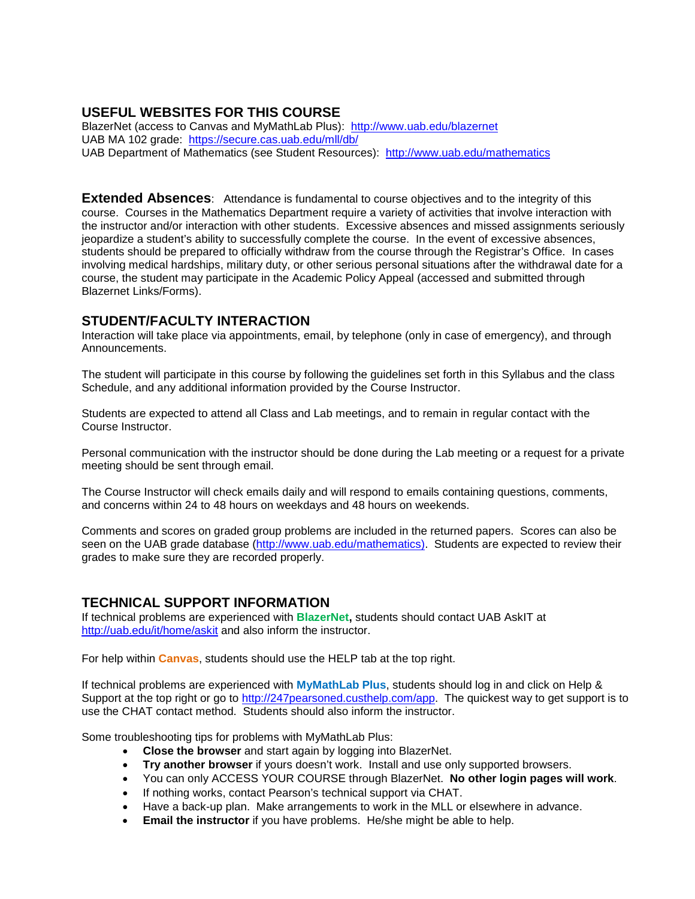## USEFUL WEBSITES FOR THIS COURSE

BlazerNet (access to Canvas and MyMathLab Plus): http://www.uab.edu/blazernet
UAB MA 102 grade: https://secure.cas.uab.edu/mll/db/
UAB Department of Mathematics (see Student Resources): http://www.uab.edu/mathematics

**Extended Absences**: Attendance is fundamental to course objectives and to the integrity of this course. Courses in the Mathematics Department require a variety of activities that involve interaction with the instructor and/or interaction with other students. Excessive absences and missed assignments seriously jeopardize a student's ability to successfully complete the course. In the event of excessive absences, students should be prepared to officially withdraw from the course through the Registrar's Office. In cases involving medical hardships, military duty, or other serious personal situations after the withdrawal date for a course, the student may participate in the Academic Policy Appeal (accessed and submitted through Blazernet Links/Forms).

## STUDENT/FACULTY INTERACTION

Interaction will take place via appointments, email, by telephone (only in case of emergency), and through Announcements.

The student will participate in this course by following the guidelines set forth in this Syllabus and the class Schedule, and any additional information provided by the Course Instructor.

Students are expected to attend all Class and Lab meetings, and to remain in regular contact with the Course Instructor.

Personal communication with the instructor should be done during the Lab meeting or a request for a private meeting should be sent through email.

The Course Instructor will check emails daily and will respond to emails containing questions, comments, and concerns within 24 to 48 hours on weekdays and 48 hours on weekends.

Comments and scores on graded group problems are included in the returned papers. Scores can also be seen on the UAB grade database (http://www.uab.edu/mathematics). Students are expected to review their grades to make sure they are recorded properly.

## TECHNICAL SUPPORT INFORMATION

If technical problems are experienced with **BlazerNet,** students should contact UAB AskIT at http://uab.edu/it/home/askit and also inform the instructor.

For help within **Canvas**, students should use the HELP tab at the top right.

If technical problems are experienced with **MyMathLab Plus**, students should log in and click on Help & Support at the top right or go to http://247pearsoned.custhelp.com/app. The quickest way to get support is to use the CHAT contact method. Students should also inform the instructor.

Some troubleshooting tips for problems with MyMathLab Plus:

- **Close the browser** and start again by logging into BlazerNet.
- **Try another browser** if yours doesn't work. Install and use only supported browsers.
- You can only ACCESS YOUR COURSE through BlazerNet. **No other login pages will work**.
- If nothing works, contact Pearson's technical support via CHAT.
- Have a back-up plan. Make arrangements to work in the MLL or elsewhere in advance.
- **Email the instructor** if you have problems. He/she might be able to help.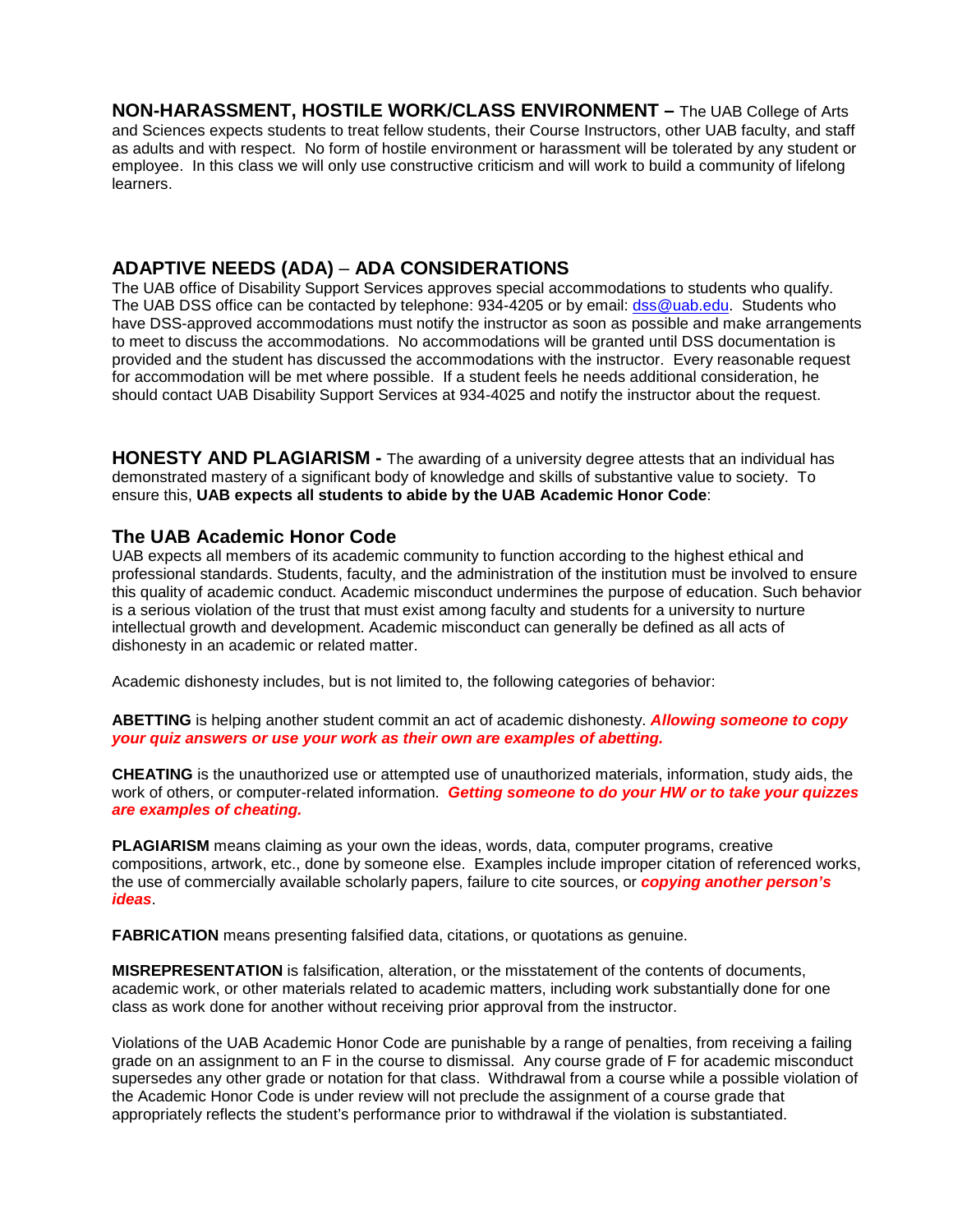**NON-HARASSMENT, HOSTILE WORK/CLASS ENVIRONMENT –** The UAB College of Arts and Sciences expects students to treat fellow students, their Course Instructors, other UAB faculty, and staff as adults and with respect. No form of hostile environment or harassment will be tolerated by any student or employee. In this class we will only use constructive criticism and will work to build a community of lifelong learners.

## ADAPTIVE NEEDS (ADA) – ADA CONSIDERATIONS

The UAB office of Disability Support Services approves special accommodations to students who qualify. The UAB DSS office can be contacted by telephone: 934-4205 or by email: dss@uab.edu. Students who have DSS-approved accommodations must notify the instructor as soon as possible and make arrangements to meet to discuss the accommodations. No accommodations will be granted until DSS documentation is provided and the student has discussed the accommodations with the instructor. Every reasonable request for accommodation will be met where possible. If a student feels he needs additional consideration, he should contact UAB Disability Support Services at 934-4025 and notify the instructor about the request.

**HONESTY AND PLAGIARISM -** The awarding of a university degree attests that an individual has demonstrated mastery of a significant body of knowledge and skills of substantive value to society. To ensure this, **UAB expects all students to abide by the UAB Academic Honor Code**:

### The UAB Academic Honor Code

UAB expects all members of its academic community to function according to the highest ethical and professional standards. Students, faculty, and the administration of the institution must be involved to ensure this quality of academic conduct. Academic misconduct undermines the purpose of education. Such behavior is a serious violation of the trust that must exist among faculty and students for a university to nurture intellectual growth and development. Academic misconduct can generally be defined as all acts of dishonesty in an academic or related matter.

Academic dishonesty includes, but is not limited to, the following categories of behavior:

**ABETTING** is helping another student commit an act of academic dishonesty. ***Allowing someone to copy your quiz answers or use your work as their own are examples of abetting.***

**CHEATING** is the unauthorized use or attempted use of unauthorized materials, information, study aids, the work of others, or computer-related information. ***Getting someone to do your HW or to take your quizzes are examples of cheating.***

**PLAGIARISM** means claiming as your own the ideas, words, data, computer programs, creative compositions, artwork, etc., done by someone else. Examples include improper citation of referenced works, the use of commercially available scholarly papers, failure to cite sources, or ***copying another person's ideas***.

**FABRICATION** means presenting falsified data, citations, or quotations as genuine.

**MISREPRESENTATION** is falsification, alteration, or the misstatement of the contents of documents, academic work, or other materials related to academic matters, including work substantially done for one class as work done for another without receiving prior approval from the instructor.

Violations of the UAB Academic Honor Code are punishable by a range of penalties, from receiving a failing grade on an assignment to an F in the course to dismissal. Any course grade of F for academic misconduct supersedes any other grade or notation for that class. Withdrawal from a course while a possible violation of the Academic Honor Code is under review will not preclude the assignment of a course grade that appropriately reflects the student's performance prior to withdrawal if the violation is substantiated.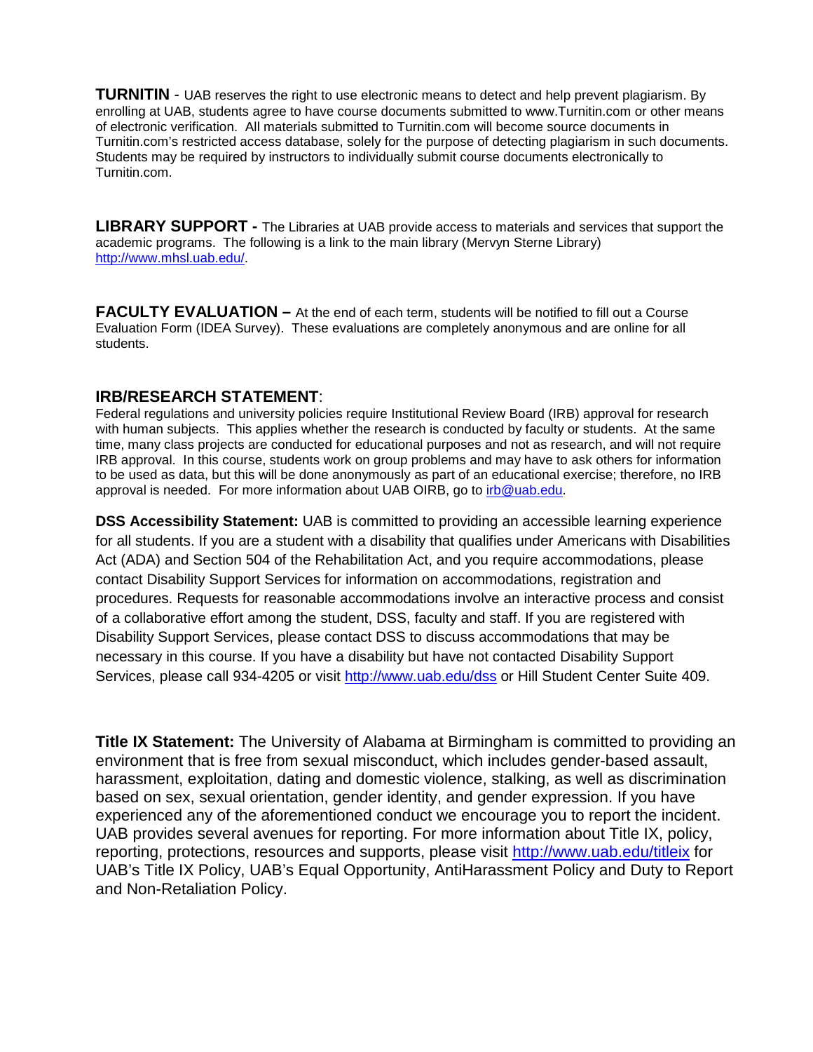**TURNITIN** - UAB reserves the right to use electronic means to detect and help prevent plagiarism. By enrolling at UAB, students agree to have course documents submitted to www.Turnitin.com or other means of electronic verification. All materials submitted to Turnitin.com will become source documents in Turnitin.com's restricted access database, solely for the purpose of detecting plagiarism in such documents. Students may be required by instructors to individually submit course documents electronically to Turnitin.com.

**LIBRARY SUPPORT -** The Libraries at UAB provide access to materials and services that support the academic programs. The following is a link to the main library (Mervyn Sterne Library) http://www.mhsl.uab.edu/.

**FACULTY EVALUATION –** At the end of each term, students will be notified to fill out a Course Evaluation Form (IDEA Survey). These evaluations are completely anonymous and are online for all students.

## IRB/RESEARCH STATEMENT:

Federal regulations and university policies require Institutional Review Board (IRB) approval for research with human subjects. This applies whether the research is conducted by faculty or students. At the same time, many class projects are conducted for educational purposes and not as research, and will not require IRB approval. In this course, students work on group problems and may have to ask others for information to be used as data, but this will be done anonymously as part of an educational exercise; therefore, no IRB approval is needed. For more information about UAB OIRB, go to irb@uab.edu.

**DSS Accessibility Statement:** UAB is committed to providing an accessible learning experience for all students. If you are a student with a disability that qualifies under Americans with Disabilities Act (ADA) and Section 504 of the Rehabilitation Act, and you require accommodations, please contact Disability Support Services for information on accommodations, registration and procedures. Requests for reasonable accommodations involve an interactive process and consist of a collaborative effort among the student, DSS, faculty and staff. If you are registered with Disability Support Services, please contact DSS to discuss accommodations that may be necessary in this course. If you have a disability but have not contacted Disability Support Services, please call 934-4205 or visit http://www.uab.edu/dss or Hill Student Center Suite 409.

**Title IX Statement:** The University of Alabama at Birmingham is committed to providing an environment that is free from sexual misconduct, which includes gender-based assault, harassment, exploitation, dating and domestic violence, stalking, as well as discrimination based on sex, sexual orientation, gender identity, and gender expression. If you have experienced any of the aforementioned conduct we encourage you to report the incident. UAB provides several avenues for reporting. For more information about Title IX, policy, reporting, protections, resources and supports, please visit http://www.uab.edu/titleix for UAB's Title IX Policy, UAB's Equal Opportunity, AntiHarassment Policy and Duty to Report and Non-Retaliation Policy.